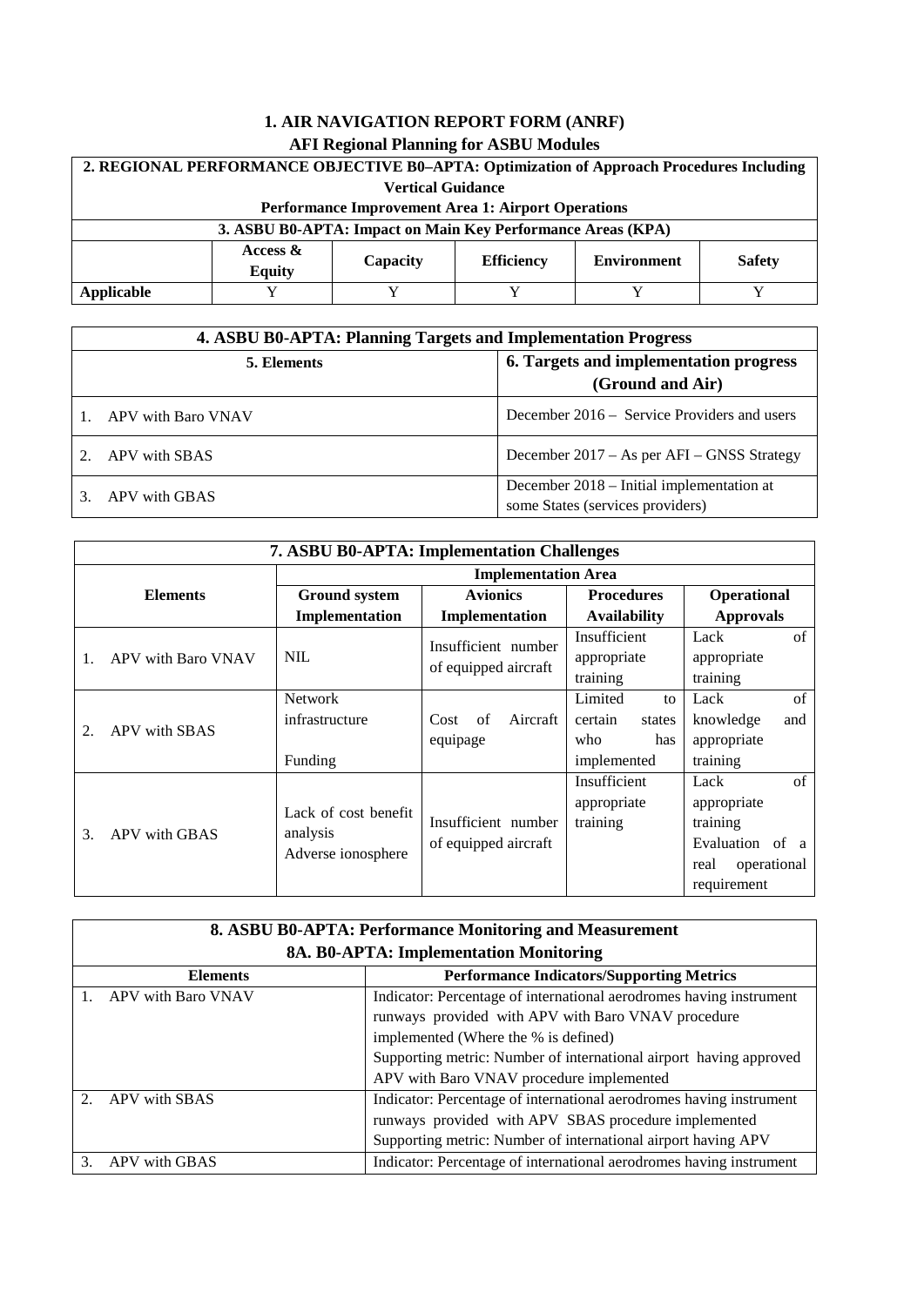# 1. AIR NAVIGATION REPORT FORM (ANRF)

## AFI Regional Planning for ASBU Modules

| 2. REGIONAL PERFORMANCE OBJECTIVE B0–APTA: Optimization of Approach Procedures Including Vertical Guidance<br>Performance Improvement Area 1: Airport Operations | | | | | |
|---|---|---|---|---|---|
| **3. ASBU B0-APTA: Impact on Main Key Performance Areas (KPA)** | | | | | |
| | **Access & Equity** | **Capacity** | **Efficiency** | **Environment** | **Safety** |
| **Applicable** | Y | Y | Y | Y | Y |

| 4. ASBU B0-APTA: Planning Targets and Implementation Progress | |
|---|---|
| **5. Elements** | **6. Targets and implementation progress (Ground and Air)** |
| 1. APV with Baro VNAV | December 2016 – Service Providers and users |
| 2. APV with SBAS | December 2017 – As per AFI – GNSS Strategy |
| 3. APV with GBAS | December 2018 – Initial implementation at some States (services providers) |

| 7. ASBU B0-APTA: Implementation Challenges | | | | |
|---|---|---|---|---|
| **Elements** | **Implementation Area** | | | |
| | **Ground system Implementation** | **Avionics Implementation** | **Procedures Availability** | **Operational Approvals** |
| 1. APV with Baro VNAV | NIL | Insufficient number of equipped aircraft | Insufficient appropriate training | Lack of appropriate training |
| 2. APV with SBAS | Network infrastructure<br><br>Funding | Cost of Aircraft equipage | Limited to certain states who has implemented | Lack of knowledge and appropriate training |
| 3. APV with GBAS | Lack of cost benefit analysis<br>Adverse ionosphere | Insufficient number of equipped aircraft | Insufficient appropriate training | Lack of appropriate training<br>Evaluation of a real operational requirement |

| 8. ASBU B0-APTA: Performance Monitoring and Measurement<br>8A. B0-APTA: Implementation Monitoring | |
|---|---|
| **Elements** | **Performance Indicators/Supporting Metrics** |
| 1. APV with Baro VNAV | Indicator: Percentage of international aerodromes having instrument runways provided with APV with Baro VNAV procedure implemented (Where the % is defined)<br>Supporting metric: Number of international airport having approved APV with Baro VNAV procedure implemented |
| 2. APV with SBAS | Indicator: Percentage of international aerodromes having instrument runways provided with APV SBAS procedure implemented<br>Supporting metric: Number of international airport having APV |
| 3. APV with GBAS | Indicator: Percentage of international aerodromes having instrument |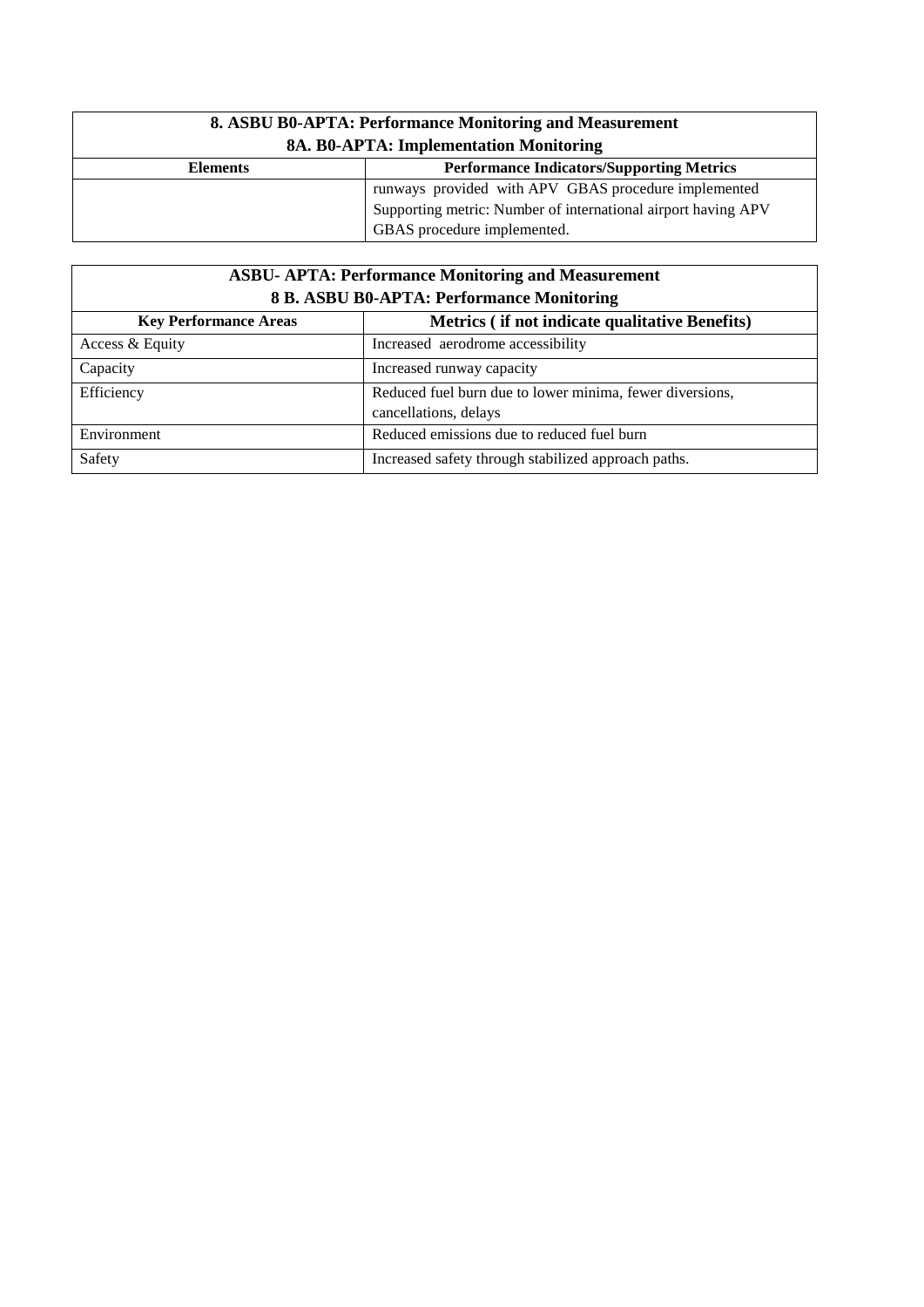| 8. ASBU B0-APTA: Performance Monitoring and Measurement<br>8A. B0-APTA: Implementation Monitoring | |
|---|---|
| **Elements** | **Performance Indicators/Supporting Metrics** |
| | runways provided with APV GBAS procedure implemented<br>Supporting metric: Number of international airport having APV GBAS procedure implemented. |

| ASBU- APTA: Performance Monitoring and Measurement<br>8 B. ASBU B0-APTA: Performance Monitoring | |
|---|---|
| **Key Performance Areas** | **Metrics ( if not indicate qualitative Benefits)** |
| Access & Equity | Increased aerodrome accessibility |
| Capacity | Increased runway capacity |
| Efficiency | Reduced fuel burn due to lower minima, fewer diversions, cancellations, delays |
| Environment | Reduced emissions due to reduced fuel burn |
| Safety | Increased safety through stabilized approach paths. |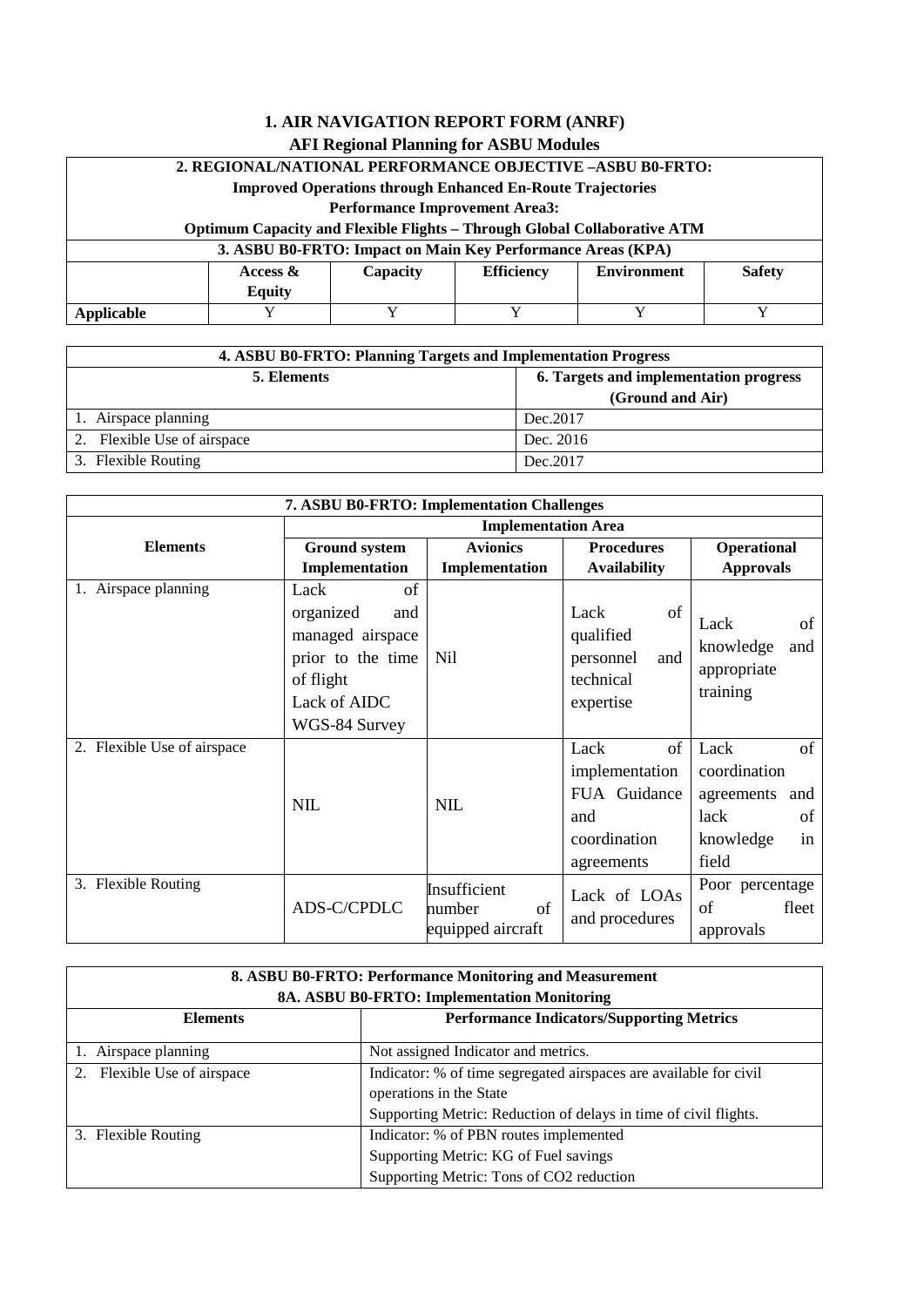# 1. AIR NAVIGATION REPORT FORM (ANRF)

## AFI Regional Planning for ASBU Modules

| 2. REGIONAL/NATIONAL PERFORMANCE OBJECTIVE –ASBU B0-FRTO: Improved Operations through Enhanced En-Route Trajectories Performance Improvement Area3: Optimum Capacity and Flexible Flights – Through Global Collaborative ATM | | | | | |
|---|---|---|---|---|---|
| **3. ASBU B0-FRTO: Impact on Main Key Performance Areas (KPA)** | | | | | |
| | **Access & Equity** | **Capacity** | **Efficiency** | **Environment** | **Safety** |
| **Applicable** | Y | Y | Y | Y | Y |

| 4. ASBU B0-FRTO: Planning Targets and Implementation Progress | |
|---|---|
| **5. Elements** | **6. Targets and implementation progress (Ground and Air)** |
| 1. Airspace planning | Dec.2017 |
| 2. Flexible Use of airspace | Dec. 2016 |
| 3. Flexible Routing | Dec.2017 |

| 7. ASBU B0-FRTO: Implementation Challenges | | | | |
|---|---|---|---|---|
| | **Implementation Area** | | | |
| **Elements** | **Ground system Implementation** | **Avionics Implementation** | **Procedures Availability** | **Operational Approvals** |
| 1. Airspace planning | Lack of organized and managed airspace prior to the time of flight<br>Lack of AIDC<br>WGS-84 Survey | Nil | Lack of qualified personnel and technical expertise | Lack of knowledge and appropriate training |
| 2. Flexible Use of airspace | NIL | NIL | Lack of implementation FUA Guidance and coordination agreements | Lack of coordination agreements and lack of knowledge in field |
| 3. Flexible Routing | ADS-C/CPDLC | Insufficient number of equipped aircraft | Lack of LOAs and procedures | Poor percentage of fleet approvals |

| 8. ASBU B0-FRTO: Performance Monitoring and Measurement 8A. ASBU B0-FRTO: Implementation Monitoring | |
|---|---|
| **Elements** | **Performance Indicators/Supporting Metrics** |
| 1. Airspace planning | Not assigned Indicator and metrics. |
| 2. Flexible Use of airspace | Indicator: % of time segregated airspaces are available for civil operations in the State<br>Supporting Metric: Reduction of delays in time of civil flights. |
| 3. Flexible Routing | Indicator: % of PBN routes implemented<br>Supporting Metric: KG of Fuel savings<br>Supporting Metric: Tons of $CO_2$ reduction |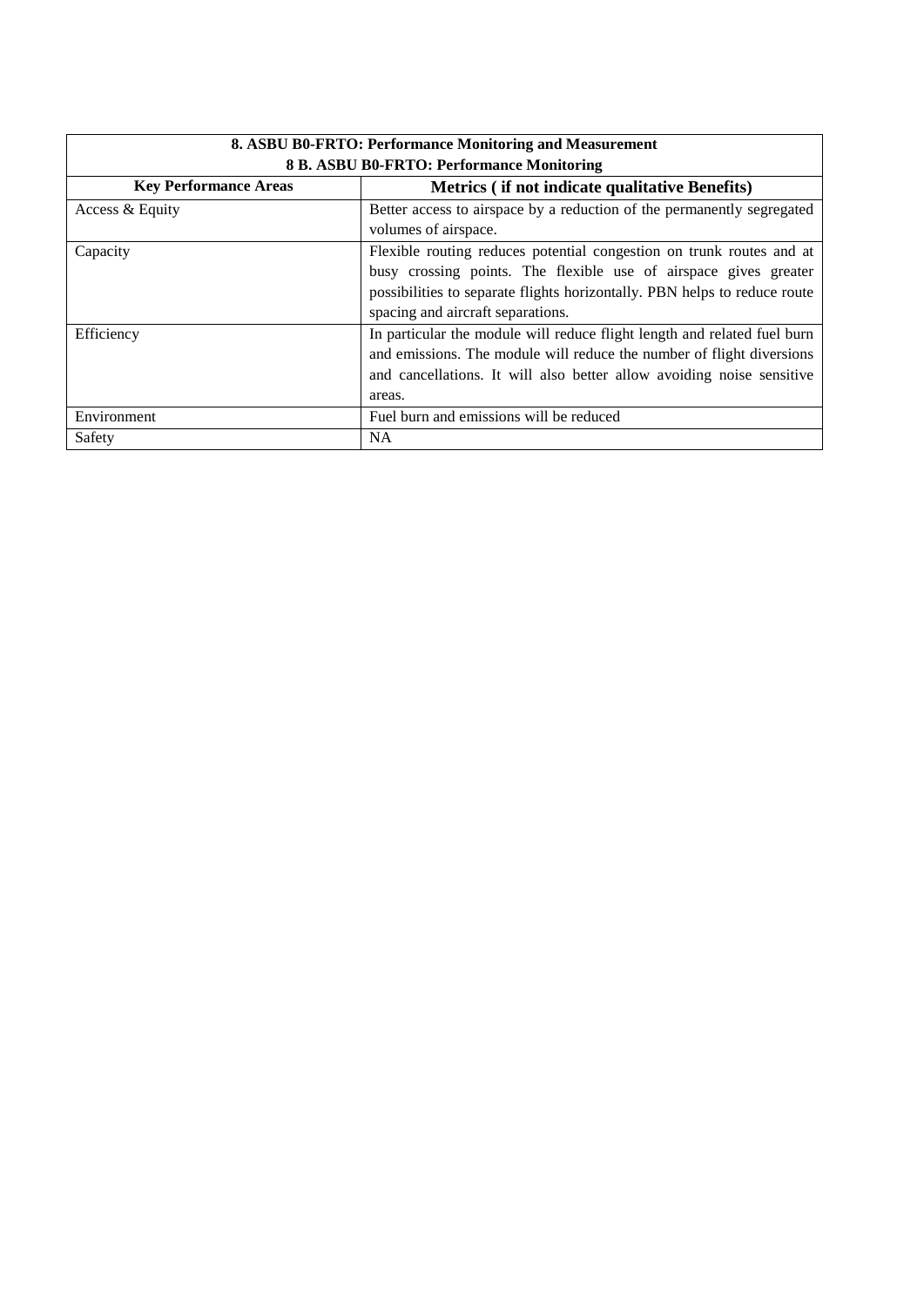| **8. ASBU B0-FRTO: Performance Monitoring and Measurement** | |
|---|---|
| **8 B. ASBU B0-FRTO: Performance Monitoring** | |
| **Key Performance Areas** | **Metrics ( if not indicate qualitative Benefits)** |
| Access & Equity | Better access to airspace by a reduction of the permanently segregated volumes of airspace. |
| Capacity | Flexible routing reduces potential congestion on trunk routes and at busy crossing points. The flexible use of airspace gives greater possibilities to separate flights horizontally. PBN helps to reduce route spacing and aircraft separations. |
| Efficiency | In particular the module will reduce flight length and related fuel burn and emissions. The module will reduce the number of flight diversions and cancellations. It will also better allow avoiding noise sensitive areas. |
| Environment | Fuel burn and emissions will be reduced |
| Safety | NA |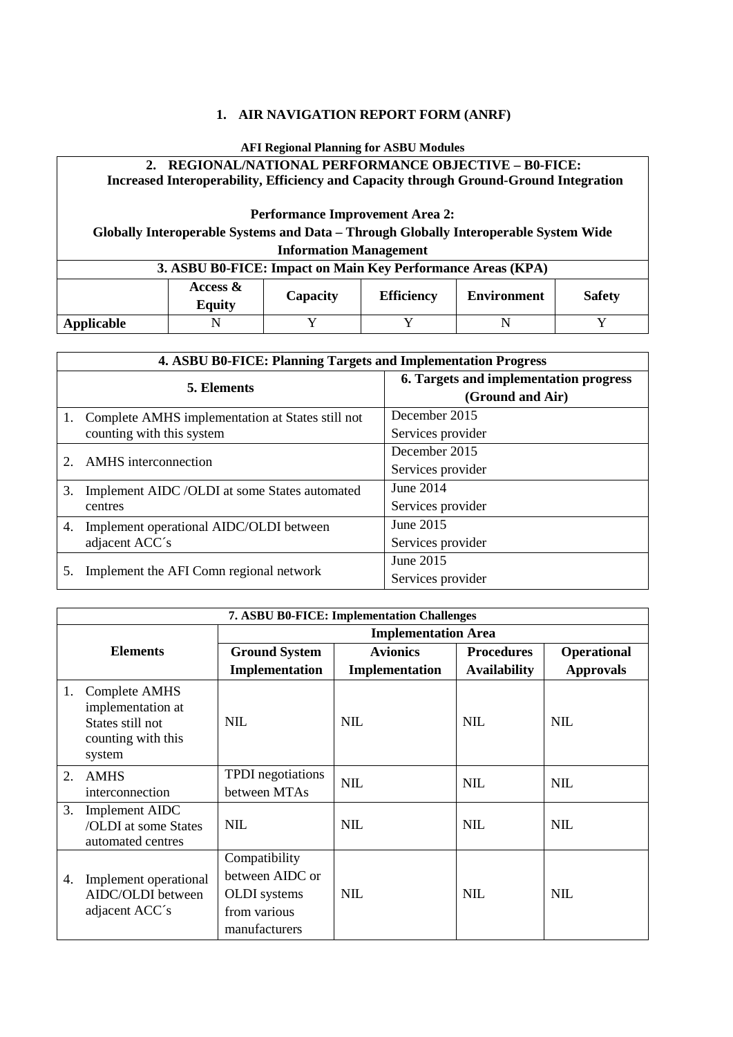## 1. AIR NAVIGATION REPORT FORM (ANRF)

**AFI Regional Planning for ASBU Modules**

| **2. REGIONAL/NATIONAL PERFORMANCE OBJECTIVE – B0-FICE: Increased Interoperability, Efficiency and Capacity through Ground-Ground Integration<br><br>Performance Improvement Area 2:<br>Globally Interoperable Systems and Data – Through Globally Interoperable System Wide Information Management** | | | | | |
|---|---|---|---|---|---|
| **3. ASBU B0-FICE: Impact on Main Key Performance Areas (KPA)** | | | | | |
| | **Access & Equity** | **Capacity** | **Efficiency** | **Environment** | **Safety** |
| **Applicable** | N | Y | Y | N | Y |

| **4. ASBU B0-FICE: Planning Targets and Implementation Progress** | |
|---|---|
| **5. Elements** | **6. Targets and implementation progress (Ground and Air)** |
| 1. Complete AMHS implementation at States still not counting with this system | December 2015<br>Services provider |
| 2. AMHS interconnection | December 2015<br>Services provider |
| 3. Implement AIDC /OLDI at some States automated centres | June 2014<br>Services provider |
| 4. Implement operational AIDC/OLDI between adjacent ACC´s | June 2015<br>Services provider |
| 5. Implement the AFI Comn regional network | June 2015<br>Services provider |

| **7. ASBU B0-FICE: Implementation Challenges** | | | | |
|---|---|---|---|---|
| **Elements** | **Implementation Area** | | | |
| | **Ground System Implementation** | **Avionics Implementation** | **Procedures Availability** | **Operational Approvals** |
| 1. Complete AMHS implementation at States still not counting with this system | NIL | NIL | NIL | NIL |
| 2. AMHS interconnection | TPDI negotiations between MTAs | NIL | NIL | NIL |
| 3. Implement AIDC /OLDI at some States automated centres | NIL | NIL | NIL | NIL |
| 4. Implement operational AIDC/OLDI between adjacent ACC´s | Compatibility between AIDC or OLDI systems from various manufacturers | NIL | NIL | NIL |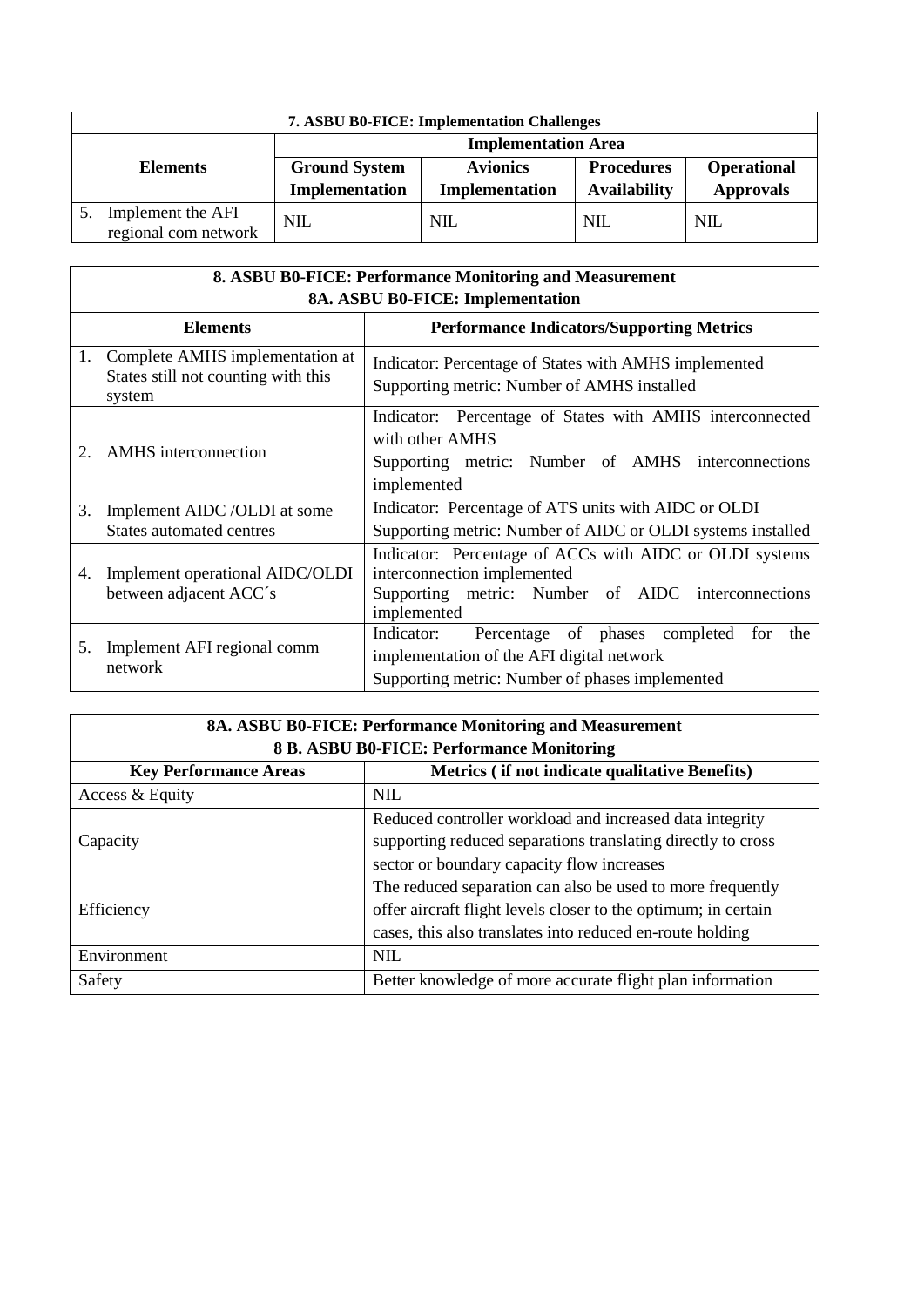| 7. ASBU B0-FICE: Implementation Challenges | | | | |
|---|---|---|---|---|
| **Elements** | **Implementation Area** | | | |
| | **Ground System Implementation** | **Avionics Implementation** | **Procedures Availability** | **Operational Approvals** |
| 5. Implement the AFI regional com network | NIL | NIL | NIL | NIL |

| 8. ASBU B0-FICE: Performance Monitoring and Measurement<br>8A. ASBU B0-FICE: Implementation | |
|---|---|
| **Elements** | **Performance Indicators/Supporting Metrics** |
| 1. Complete AMHS implementation at States still not counting with this system | Indicator: Percentage of States with AMHS implemented<br>Supporting metric: Number of AMHS installed |
| 2. AMHS interconnection | Indicator: Percentage of States with AMHS interconnected with other AMHS<br>Supporting metric: Number of AMHS interconnections implemented |
| 3. Implement AIDC /OLDI at some States automated centres | Indicator: Percentage of ATS units with AIDC or OLDI<br>Supporting metric: Number of AIDC or OLDI systems installed |
| 4. Implement operational AIDC/OLDI between adjacent ACC´s | Indicator: Percentage of ACCs with AIDC or OLDI systems interconnection implemented<br>Supporting metric: Number of AIDC interconnections implemented |
| 5. Implement AFI regional comm network | Indicator: Percentage of phases completed for the implementation of the AFI digital network<br>Supporting metric: Number of phases implemented |

| 8A. ASBU B0-FICE: Performance Monitoring and Measurement<br>8 B. ASBU B0-FICE: Performance Monitoring | |
|---|---|
| **Key Performance Areas** | **Metrics ( if not indicate qualitative Benefits)** |
| Access & Equity | NIL |
| Capacity | Reduced controller workload and increased data integrity supporting reduced separations translating directly to cross sector or boundary capacity flow increases |
| Efficiency | The reduced separation can also be used to more frequently offer aircraft flight levels closer to the optimum; in certain cases, this also translates into reduced en-route holding |
| Environment | NIL |
| Safety | Better knowledge of more accurate flight plan information |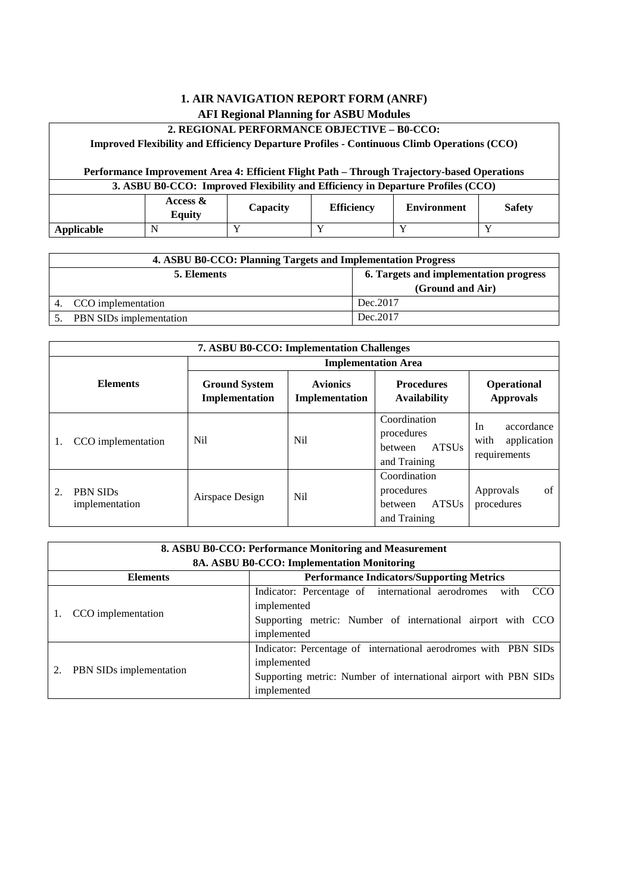**1. AIR NAVIGATION REPORT FORM (ANRF)**
**AFI Regional Planning for ASBU Modules**

| **2. REGIONAL PERFORMANCE OBJECTIVE – B0-CCO: Improved Flexibility and Efficiency Departure Profiles - Continuous Climb Operations (CCO)<br><br>Performance Improvement Area 4: Efficient Flight Path – Through Trajectory-based Operations** | | | | | |
|---|---|---|---|---|---|
| **3. ASBU B0-CCO: Improved Flexibility and Efficiency in Departure Profiles (CCO)** | | | | | |
| | **Access & Equity** | **Capacity** | **Efficiency** | **Environment** | **Safety** |
| **Applicable** | N | Y | Y | Y | Y |

| **4. ASBU B0-CCO: Planning Targets and Implementation Progress** | |
|---|---|
| **5. Elements** | **6. Targets and implementation progress (Ground and Air)** |
| 4. CCO implementation | Dec.2017 |
| 5. PBN SIDs implementation | Dec.2017 |

| **7. ASBU B0-CCO: Implementation Challenges** | | | | |
|---|---|---|---|---|
| **Elements** | **Implementation Area** | | | |
| | **Ground System Implementation** | **Avionics Implementation** | **Procedures Availability** | **Operational Approvals** |
| 1. CCO implementation | Nil | Nil | Coordination procedures between ATSUs and Training | In accordance with application requirements |
| 2. PBN SIDs implementation | Airspace Design | Nil | Coordination procedures between ATSUs and Training | Approvals of procedures |

| **8. ASBU B0-CCO: Performance Monitoring and Measurement<br>8A. ASBU B0-CCO: Implementation Monitoring** | |
|---|---|
| **Elements** | **Performance Indicators/Supporting Metrics** |
| 1. CCO implementation | Indicator: Percentage of international aerodromes with CCO implemented<br>Supporting metric: Number of international airport with CCO implemented |
| 2. PBN SIDs implementation | Indicator: Percentage of international aerodromes with PBN SIDs implemented<br>Supporting metric: Number of international airport with PBN SIDs implemented |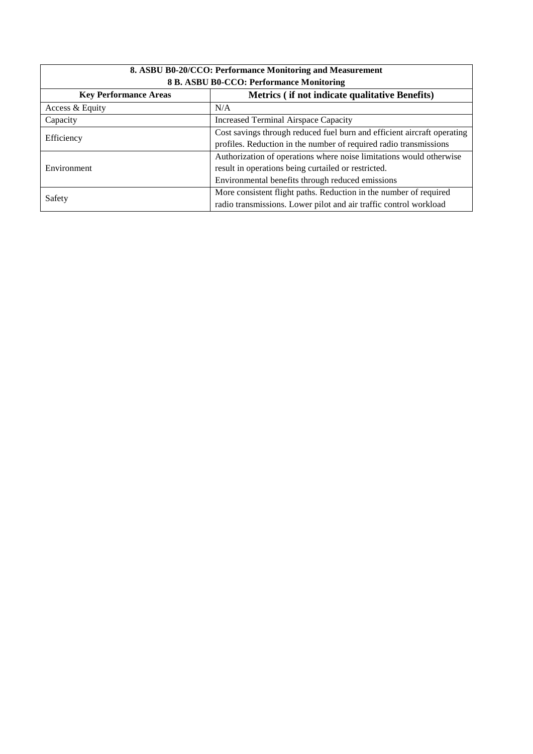| 8. ASBU B0-20/CCO: Performance Monitoring and Measurement<br>8 B. ASBU B0-CCO: Performance Monitoring | |
|---|---|
| **Key Performance Areas** | **Metrics ( if not indicate qualitative Benefits)** |
| Access & Equity | N/A |
| Capacity | Increased Terminal Airspace Capacity |
| Efficiency | Cost savings through reduced fuel burn and efficient aircraft operating profiles. Reduction in the number of required radio transmissions |
| Environment | Authorization of operations where noise limitations would otherwise result in operations being curtailed or restricted.<br>Environmental benefits through reduced emissions |
| Safety | More consistent flight paths. Reduction in the number of required radio transmissions. Lower pilot and air traffic control workload |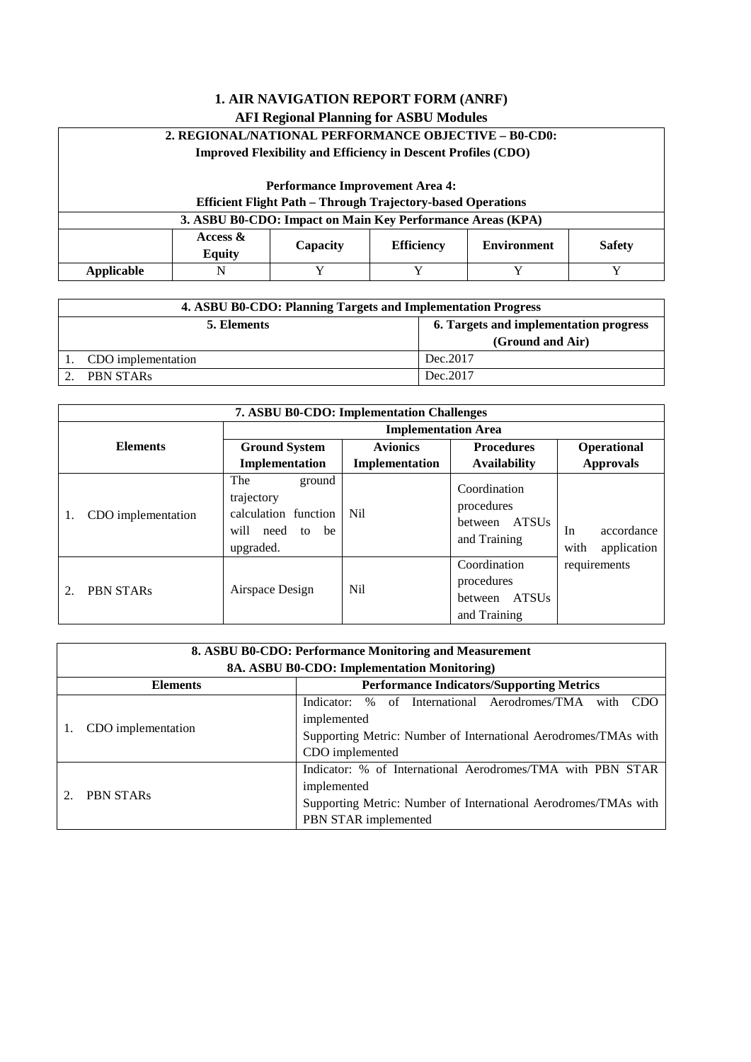## 1. AIR NAVIGATION REPORT FORM (ANRF)

### AFI Regional Planning for ASBU Modules

| 2. REGIONAL/NATIONAL PERFORMANCE OBJECTIVE – B0-CD0: Improved Flexibility and Efficiency in Descent Profiles (CDO)<br><br>Performance Improvement Area 4: Efficient Flight Path – Through Trajectory-based Operations | | | | | |
|---|---|---|---|---|---|
| **3. ASBU B0-CDO: Impact on Main Key Performance Areas (KPA)** | | | | | |
| | **Access & Equity** | **Capacity** | **Efficiency** | **Environment** | **Safety** |
| **Applicable** | N | Y | Y | Y | Y |

| 4. ASBU B0-CDO: Planning Targets and Implementation Progress | |
|---|---|
| **5. Elements** | **6. Targets and implementation progress (Ground and Air)** |
| 1. CDO implementation | Dec.2017 |
| 2. PBN STARs | Dec.2017 |

| 7. ASBU B0-CDO: Implementation Challenges | | | | |
|---|---|---|---|---|
| **Elements** | **Implementation Area** | | | |
| | **Ground System Implementation** | **Avionics Implementation** | **Procedures Availability** | **Operational Approvals** |
| 1. CDO implementation | The ground trajectory calculation function will need to be upgraded. | Nil | Coordination procedures between ATSUs and Training | In accordance with application requirements |
| 2. PBN STARs | Airspace Design | Nil | Coordination procedures between ATSUs and Training | |

| 8. ASBU B0-CDO: Performance Monitoring and Measurement<br>8A. ASBU B0-CDO: Implementation Monitoring) | |
|---|---|
| **Elements** | **Performance Indicators/Supporting Metrics** |
| 1. CDO implementation | Indicator: % of International Aerodromes/TMA with CDO implemented<br>Supporting Metric: Number of International Aerodromes/TMAs with CDO implemented |
| 2. PBN STARs | Indicator: % of International Aerodromes/TMA with PBN STAR implemented<br>Supporting Metric: Number of International Aerodromes/TMAs with PBN STAR implemented |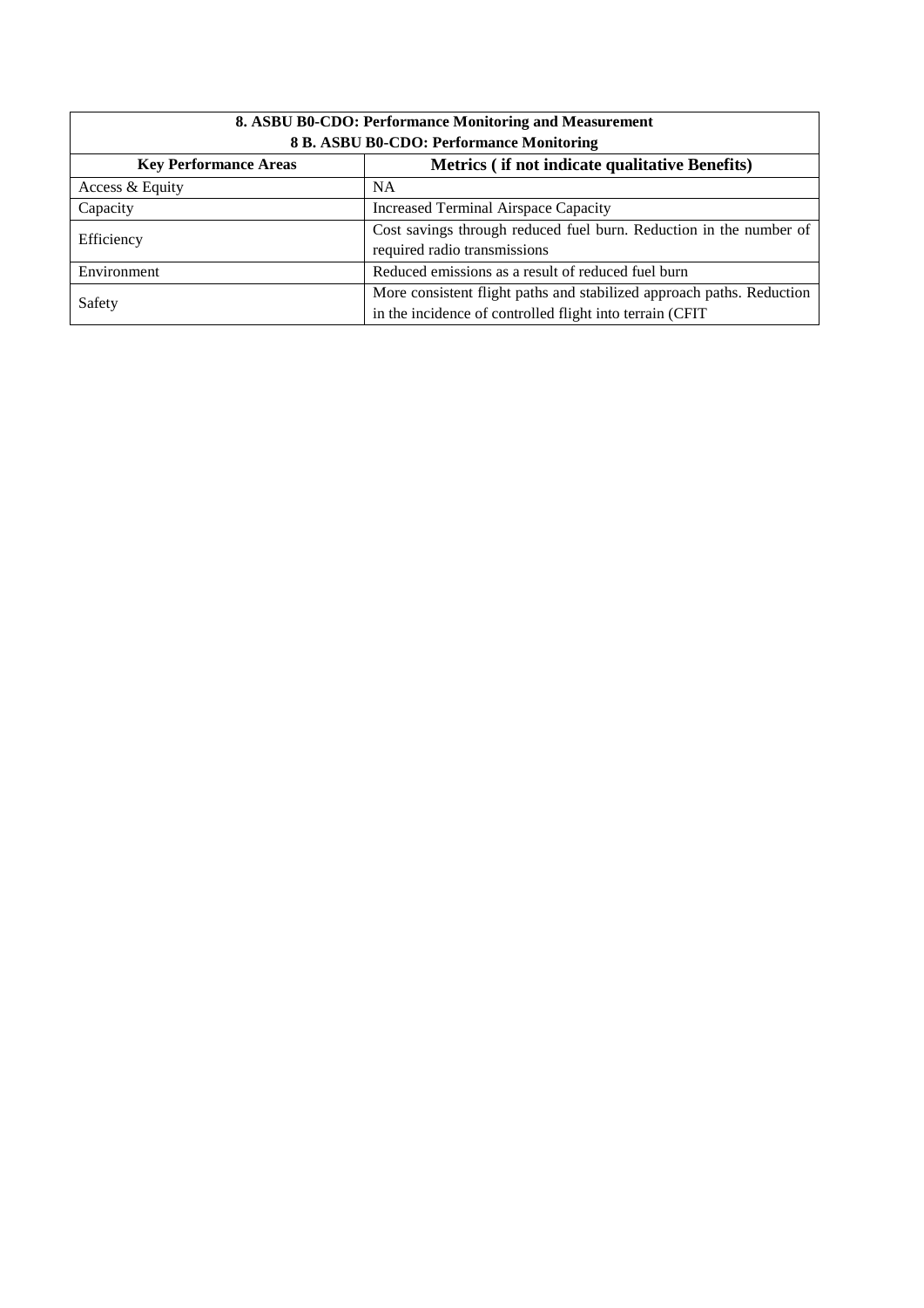| 8. ASBU B0-CDO: Performance Monitoring and Measurement<br>8 B. ASBU B0-CDO: Performance Monitoring | |
|---|---|
| **Key Performance Areas** | **Metrics ( if not indicate qualitative Benefits)** |
| Access & Equity | NA |
| Capacity | Increased Terminal Airspace Capacity |
| Efficiency | Cost savings through reduced fuel burn. Reduction in the number of required radio transmissions |
| Environment | Reduced emissions as a result of reduced fuel burn |
| Safety | More consistent flight paths and stabilized approach paths. Reduction in the incidence of controlled flight into terrain (CFIT |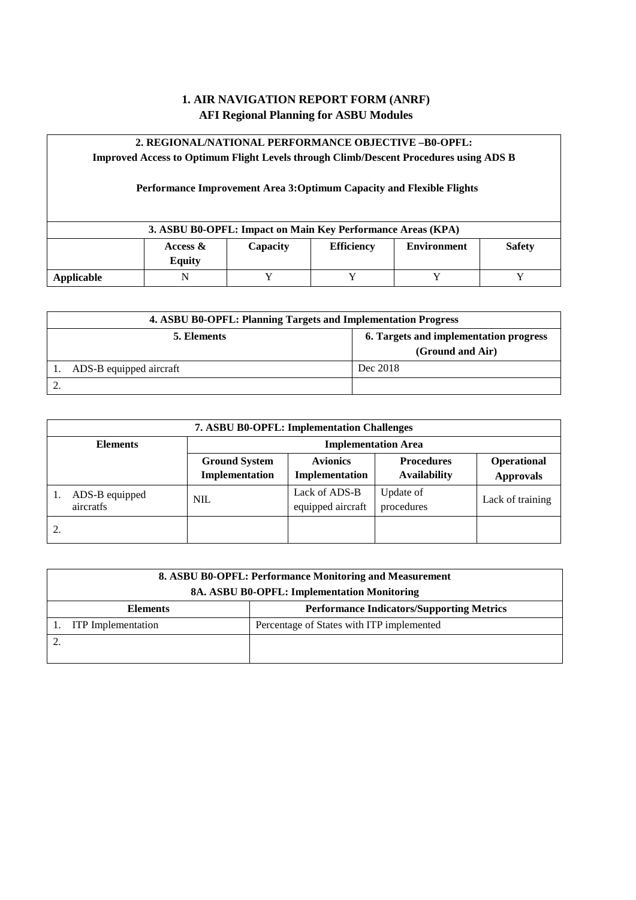## 1. AIR NAVIGATION REPORT FORM (ANRF)
## AFI Regional Planning for ASBU Modules

| 2. REGIONAL/NATIONAL PERFORMANCE OBJECTIVE –B0-OPFL: Improved Access to Optimum Flight Levels through Climb/Descent Procedures using ADS B<br><br>Performance Improvement Area 3:Optimum Capacity and Flexible Flights | | | | | |
|---|---|---|---|---|---|
| **3. ASBU B0-OPFL: Impact on Main Key Performance Areas (KPA)** | | | | | |
| | **Access & Equity** | **Capacity** | **Efficiency** | **Environment** | **Safety** |
| **Applicable** | N | Y | Y | Y | Y |

| 4. ASBU B0-OPFL: Planning Targets and Implementation Progress | |
|---|---|
| **5. Elements** | **6. Targets and implementation progress (Ground and Air)** |
| 1. ADS-B equipped aircraft | Dec 2018 |
| 2. | |

| 7. ASBU B0-OPFL: Implementation Challenges | | | | |
|---|---|---|---|---|
| **Elements** | **Implementation Area** | | | |
| | **Ground System Implementation** | **Avionics Implementation** | **Procedures Availability** | **Operational Approvals** |
| 1. ADS-B equipped aircratfs | NIL | Lack of ADS-B equipped aircraft | Update of procedures | Lack of training |
| 2. | | | | |

| 8. ASBU B0-OPFL: Performance Monitoring and Measurement<br>8A. ASBU B0-OPFL: Implementation Monitoring | |
|---|---|
| **Elements** | **Performance Indicators/Supporting Metrics** |
| 1. ITP Implementation | Percentage of States with ITP implemented |
| 2. | |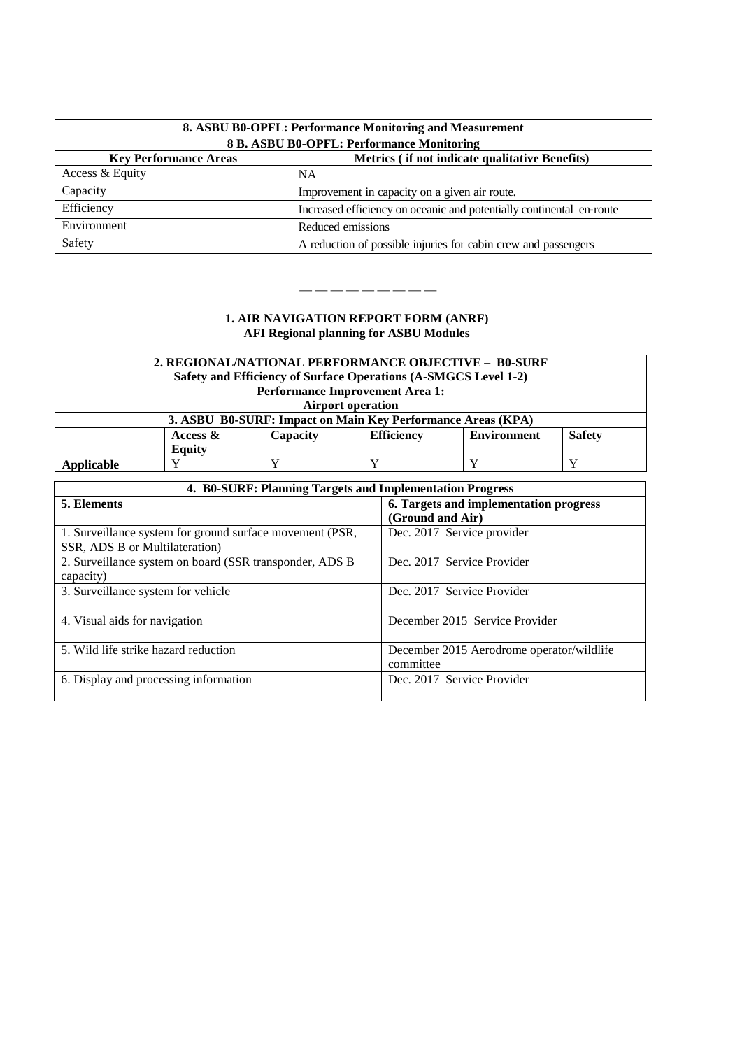| 8. ASBU B0-OPFL: Performance Monitoring and Measurement<br>8 B. ASBU B0-OPFL: Performance Monitoring | |
|---|---|
| **Key Performance Areas** | **Metrics ( if not indicate qualitative Benefits)** |
| Access & Equity | NA |
| Capacity | Improvement in capacity on a given air route. |
| Efficiency | Increased efficiency on oceanic and potentially continental en-route |
| Environment | Reduced emissions |
| Safety | A reduction of possible injuries for cabin crew and passengers |

— — — — — — — — —

**1. AIR NAVIGATION REPORT FORM (ANRF)**
**AFI Regional planning for ASBU Modules**

| 2. REGIONAL/NATIONAL PERFORMANCE OBJECTIVE – B0-SURF<br>Safety and Efficiency of Surface Operations (A-SMGCS Level 1-2)<br>Performance Improvement Area 1:<br>Airport operation | | | | | |
|---|---|---|---|---|---|
| **3. ASBU B0-SURF: Impact on Main Key Performance Areas (KPA)** | | | | | |
| | **Access & Equity** | **Capacity** | **Efficiency** | **Environment** | **Safety** |
| **Applicable** | Y | Y | Y | Y | Y |

| 4. B0-SURF: Planning Targets and Implementation Progress | |
|---|---|
| **5. Elements** | **6. Targets and implementation progress (Ground and Air)** |
| 1. Surveillance system for ground surface movement (PSR, SSR, ADS B or Multilateration) | Dec. 2017 Service provider |
| 2. Surveillance system on board (SSR transponder, ADS B capacity) | Dec. 2017 Service Provider |
| 3. Surveillance system for vehicle | Dec. 2017 Service Provider |
| 4. Visual aids for navigation | December 2015 Service Provider |
| 5. Wild life strike hazard reduction | December 2015 Aerodrome operator/wildlife committee |
| 6. Display and processing information | Dec. 2017 Service Provider |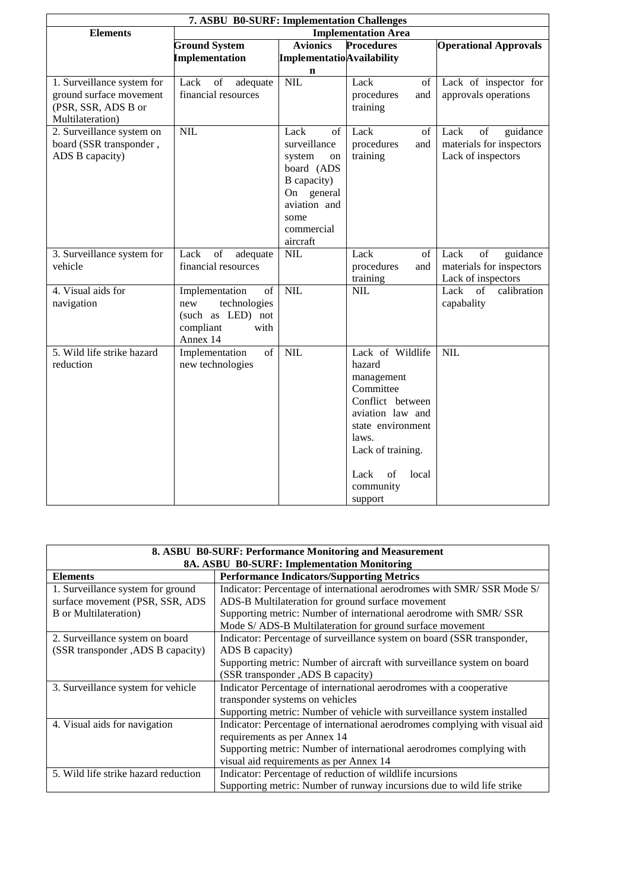| 7. ASBU B0-SURF: Implementation Challenges | | | | |
|---|---|---|---|---|
| **Elements** | **Implementation Area** | | | |
| | **Ground System Implementation** | **Avionics Implementation** | **Procedures Availability** | **Operational Approvals** |
| 1. Surveillance system for ground surface movement (PSR, SSR, ADS B or Multilateration) | Lack of adequate financial resources | NIL | Lack of procedures and training | Lack of inspector for approvals operations |
| 2. Surveillance system on board (SSR transponder , ADS B capacity) | NIL | Lack of surveillance system on board (ADS B capacity) On general aviation and some commercial aircraft | Lack of procedures and training | Lack of guidance materials for inspectors Lack of inspectors |
| 3. Surveillance system for vehicle | Lack of adequate financial resources | NIL | Lack of procedures and training | Lack of guidance materials for inspectors Lack of inspectors |
| 4. Visual aids for navigation | Implementation of new technologies (such as LED) not compliant with Annex 14 | NIL | NIL | Lack of calibration capabality |
| 5. Wild life strike hazard reduction | Implementation of new technologies | NIL | Lack of Wildlife hazard management Committee Conflict between aviation law and state environment laws. Lack of training. Lack of local community support | NIL |

| 8. ASBU B0-SURF: Performance Monitoring and Measurement<br>8A. ASBU B0-SURF: Implementation Monitoring | |
|---|---|
| **Elements** | **Performance Indicators/Supporting Metrics** |
| 1. Surveillance system for ground surface movement (PSR, SSR, ADS B or Multilateration) | Indicator: Percentage of international aerodromes with SMR/ SSR Mode S/ ADS-B Multilateration for ground surface movement<br>Supporting metric: Number of international aerodrome with SMR/ SSR Mode S/ ADS-B Multilateration for ground surface movement |
| 2. Surveillance system on board (SSR transponder ,ADS B capacity) | Indicator: Percentage of surveillance system on board (SSR transponder, ADS B capacity)<br>Supporting metric: Number of aircraft with surveillance system on board (SSR transponder ,ADS B capacity) |
| 3. Surveillance system for vehicle | Indicator Percentage of international aerodromes with a cooperative transponder systems on vehicles<br>Supporting metric: Number of vehicle with surveillance system installed |
| 4. Visual aids for navigation | Indicator: Percentage of international aerodromes complying with visual aid requirements as per Annex 14<br>Supporting metric: Number of international aerodromes complying with visual aid requirements as per Annex 14 |
| 5. Wild life strike hazard reduction | Indicator: Percentage of reduction of wildlife incursions<br>Supporting metric: Number of runway incursions due to wild life strike |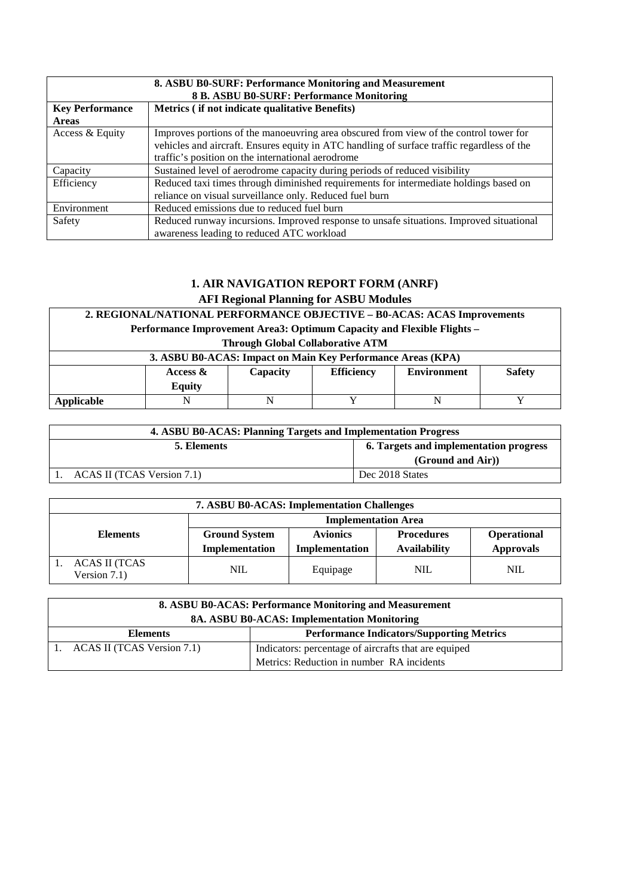| 8. ASBU B0-SURF: Performance Monitoring and Measurement<br>8 B. ASBU B0-SURF: Performance Monitoring | |
|---|---|
| **Key Performance Areas** | **Metrics ( if not indicate qualitative Benefits)** |
| Access & Equity | Improves portions of the manoeuvring area obscured from view of the control tower for vehicles and aircraft. Ensures equity in ATC handling of surface traffic regardless of the traffic's position on the international aerodrome |
| Capacity | Sustained level of aerodrome capacity during periods of reduced visibility |
| Efficiency | Reduced taxi times through diminished requirements for intermediate holdings based on reliance on visual surveillance only. Reduced fuel burn |
| Environment | Reduced emissions due to reduced fuel burn |
| Safety | Reduced runway incursions. Improved response to unsafe situations. Improved situational awareness leading to reduced ATC workload |

## 1. AIR NAVIGATION REPORT FORM (ANRF)

### AFI Regional Planning for ASBU Modules

| 2. REGIONAL/NATIONAL PERFORMANCE OBJECTIVE – B0-ACAS: ACAS Improvements<br>Performance Improvement Area3: Optimum Capacity and Flexible Flights – Through Global Collaborative ATM | | | | | |
|---|---|---|---|---|---|
| **3. ASBU B0-ACAS: Impact on Main Key Performance Areas (KPA)** | | | | | |
| | **Access & Equity** | **Capacity** | **Efficiency** | **Environment** | **Safety** |
| **Applicable** | N | N | Y | N | Y |

| 4. ASBU B0-ACAS: Planning Targets and Implementation Progress | |
|---|---|
| **5. Elements** | **6. Targets and implementation progress (Ground and Air))** |
| 1. ACAS II (TCAS Version 7.1) | Dec 2018 States |

| 7. ASBU B0-ACAS: Implementation Challenges | | | | |
|---|---|---|---|---|
| | **Implementation Area** | | | |
| **Elements** | **Ground System Implementation** | **Avionics Implementation** | **Procedures Availability** | **Operational Approvals** |
| 1. ACAS II (TCAS Version 7.1) | NIL | Equipage | NIL | NIL |

| 8. ASBU B0-ACAS: Performance Monitoring and Measurement<br>8A. ASBU B0-ACAS: Implementation Monitoring | |
|---|---|
| **Elements** | **Performance Indicators/Supporting Metrics** |
| 1. ACAS II (TCAS Version 7.1) | Indicators: percentage of aircrafts that are equiped<br>Metrics: Reduction in number RA incidents |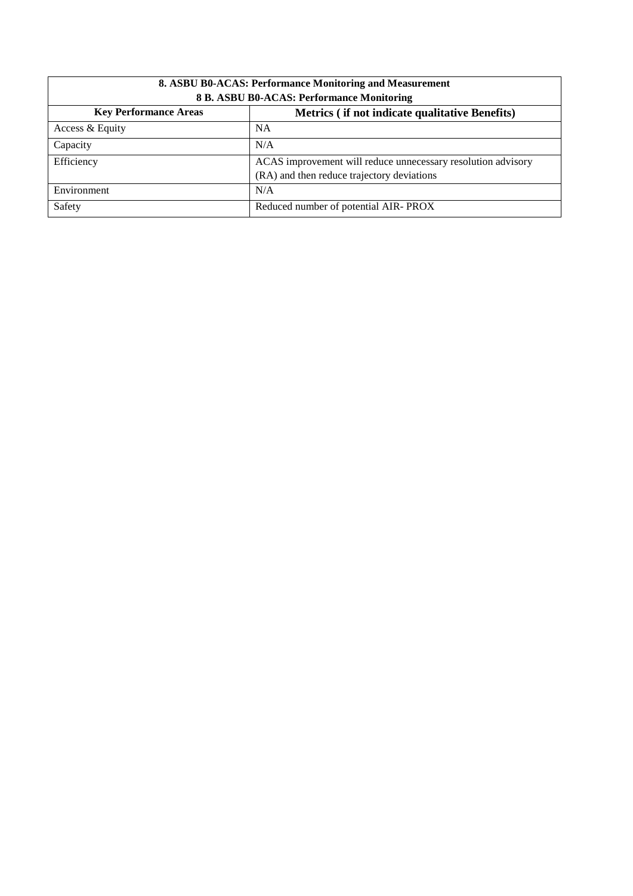| 8. ASBU B0-ACAS: Performance Monitoring and Measurement<br>8 B. ASBU B0-ACAS: Performance Monitoring | |
|---|---|
| **Key Performance Areas** | **Metrics ( if not indicate qualitative Benefits)** |
| Access & Equity | NA |
| Capacity | N/A |
| Efficiency | ACAS improvement will reduce unnecessary resolution advisory (RA) and then reduce trajectory deviations |
| Environment | N/A |
| Safety | Reduced number of potential AIR- PROX |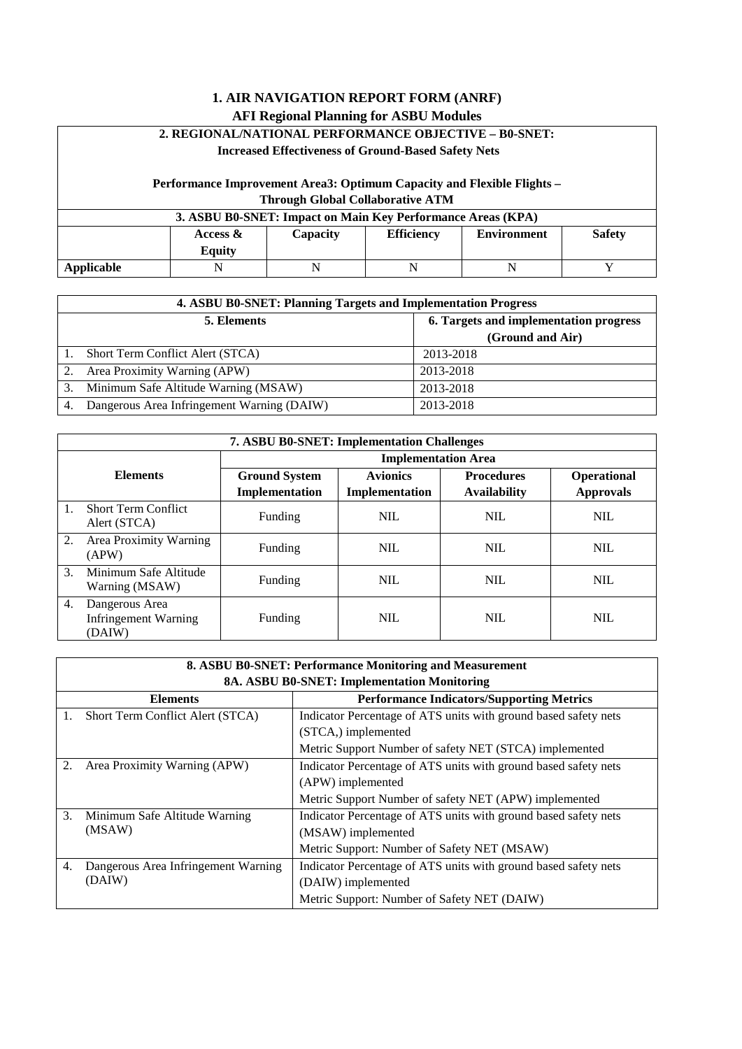# 1. AIR NAVIGATION REPORT FORM (ANRF)

## AFI Regional Planning for ASBU Modules

| 2. REGIONAL/NATIONAL PERFORMANCE OBJECTIVE – B0-SNET: Increased Effectiveness of Ground-Based Safety Nets<br><br>Performance Improvement Area3: Optimum Capacity and Flexible Flights – Through Global Collaborative ATM | | | | | |
|---|---|---|---|---|---|
| **3. ASBU B0-SNET: Impact on Main Key Performance Areas (KPA)** | | | | | |
| | **Access & Equity** | **Capacity** | **Efficiency** | **Environment** | **Safety** |
| **Applicable** | N | N | N | N | Y |

| 4. ASBU B0-SNET: Planning Targets and Implementation Progress | |
|---|---|
| **5. Elements** | **6. Targets and implementation progress (Ground and Air)** |
| 1. Short Term Conflict Alert (STCA) | 2013-2018 |
| 2. Area Proximity Warning (APW) | 2013-2018 |
| 3. Minimum Safe Altitude Warning (MSAW) | 2013-2018 |
| 4. Dangerous Area Infringement Warning (DAIW) | 2013-2018 |

| 7. ASBU B0-SNET: Implementation Challenges | | | | |
|---|---|---|---|---|
| **Elements** | **Implementation Area** | | | |
| | **Ground System Implementation** | **Avionics Implementation** | **Procedures Availability** | **Operational Approvals** |
| 1. Short Term Conflict Alert (STCA) | Funding | NIL | NIL | NIL |
| 2. Area Proximity Warning (APW) | Funding | NIL | NIL | NIL |
| 3. Minimum Safe Altitude Warning (MSAW) | Funding | NIL | NIL | NIL |
| 4. Dangerous Area Infringement Warning (DAIW) | Funding | NIL | NIL | NIL |

| 8. ASBU B0-SNET: Performance Monitoring and Measurement<br>8A. ASBU B0-SNET: Implementation Monitoring | |
|---|---|
| **Elements** | **Performance Indicators/Supporting Metrics** |
| 1. Short Term Conflict Alert (STCA) | Indicator Percentage of ATS units with ground based safety nets (STCA,) implemented<br>Metric Support Number of safety NET (STCA) implemented |
| 2. Area Proximity Warning (APW) | Indicator Percentage of ATS units with ground based safety nets (APW) implemented<br>Metric Support Number of safety NET (APW) implemented |
| 3. Minimum Safe Altitude Warning (MSAW) | Indicator Percentage of ATS units with ground based safety nets (MSAW) implemented<br>Metric Support: Number of Safety NET (MSAW) |
| 4. Dangerous Area Infringement Warning (DAIW) | Indicator Percentage of ATS units with ground based safety nets (DAIW) implemented<br>Metric Support: Number of Safety NET (DAIW) |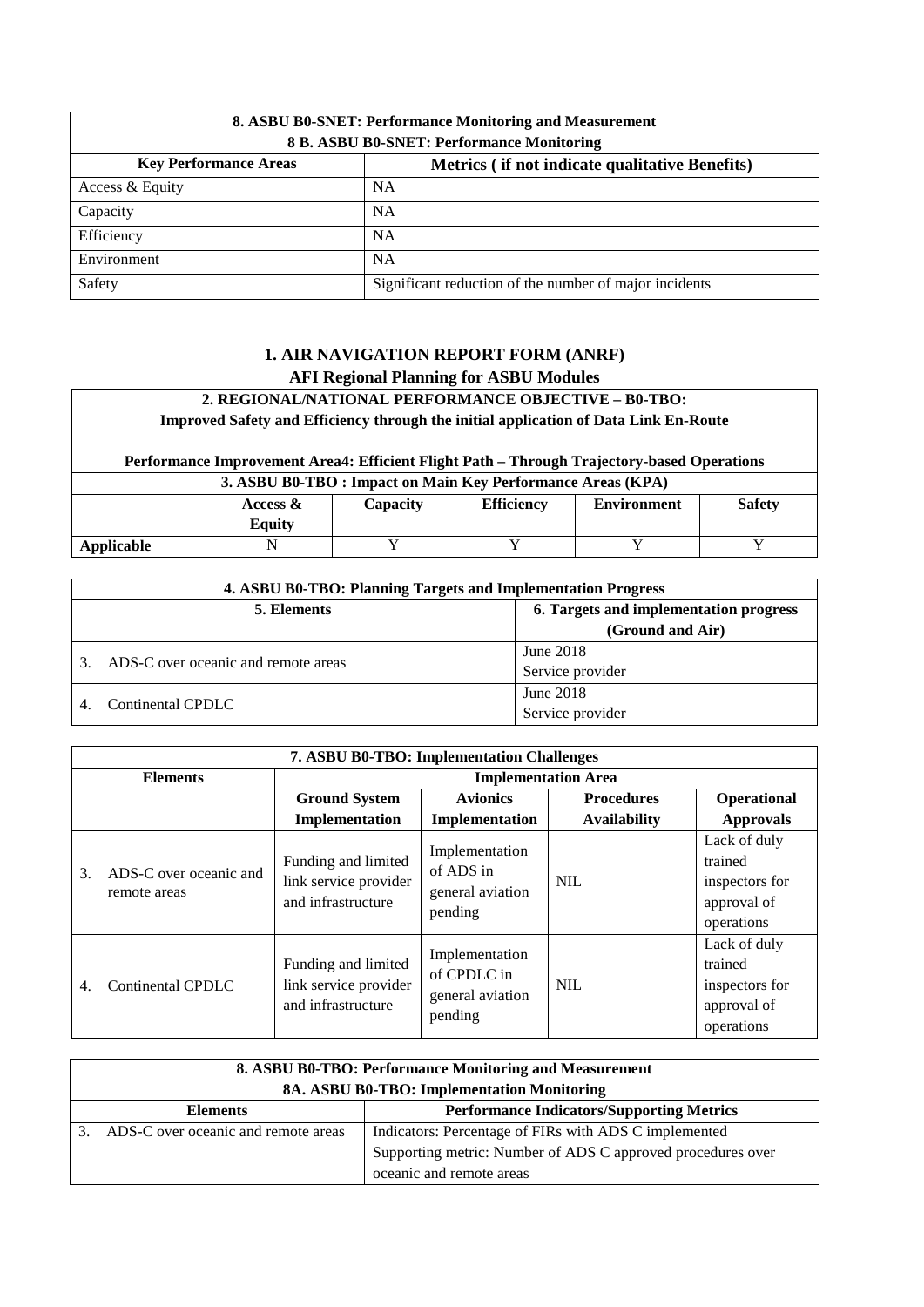| 8. ASBU B0-SNET: Performance Monitoring and Measurement<br>8 B. ASBU B0-SNET: Performance Monitoring | |
|---|---|
| **Key Performance Areas** | **Metrics ( if not indicate qualitative Benefits)** |
| Access & Equity | NA |
| Capacity | NA |
| Efficiency | NA |
| Environment | NA |
| Safety | Significant reduction of the number of major incidents |

## 1. AIR NAVIGATION REPORT FORM (ANRF)

### AFI Regional Planning for ASBU Modules

**2. REGIONAL/NATIONAL PERFORMANCE OBJECTIVE – B0-TBO:**
**Improved Safety and Efficiency through the initial application of Data Link En-Route**

**Performance Improvement Area4: Efficient Flight Path – Through Trajectory-based Operations**

| 3. ASBU B0-TBO : Impact on Main Key Performance Areas (KPA) | | | | | |
|---|---|---|---|---|---|
| | **Access & Equity** | **Capacity** | **Efficiency** | **Environment** | **Safety** |
| **Applicable** | N | Y | Y | Y | Y |

| 4. ASBU B0-TBO: Planning Targets and Implementation Progress | |
|---|---|
| **5. Elements** | **6. Targets and implementation progress (Ground and Air)** |
| 3. ADS-C over oceanic and remote areas | June 2018<br>Service provider |
| 4. Continental CPDLC | June 2018<br>Service provider |

| 7. ASBU B0-TBO: Implementation Challenges | | | | |
|---|---|---|---|---|
| **Elements** | **Implementation Area** | | | |
| | **Ground System Implementation** | **Avionics Implementation** | **Procedures Availability** | **Operational Approvals** |
| 3. ADS-C over oceanic and remote areas | Funding and limited link service provider and infrastructure | Implementation of ADS in general aviation pending | NIL | Lack of duly trained inspectors for approval of operations |
| 4. Continental CPDLC | Funding and limited link service provider and infrastructure | Implementation of CPDLC in general aviation pending | NIL | Lack of duly trained inspectors for approval of operations |

| 8. ASBU B0-TBO: Performance Monitoring and Measurement<br>8A. ASBU B0-TBO: Implementation Monitoring | |
|---|---|
| **Elements** | **Performance Indicators/Supporting Metrics** |
| 3. ADS-C over oceanic and remote areas | Indicators: Percentage of FIRs with ADS C implemented<br>Supporting metric: Number of ADS C approved procedures over oceanic and remote areas |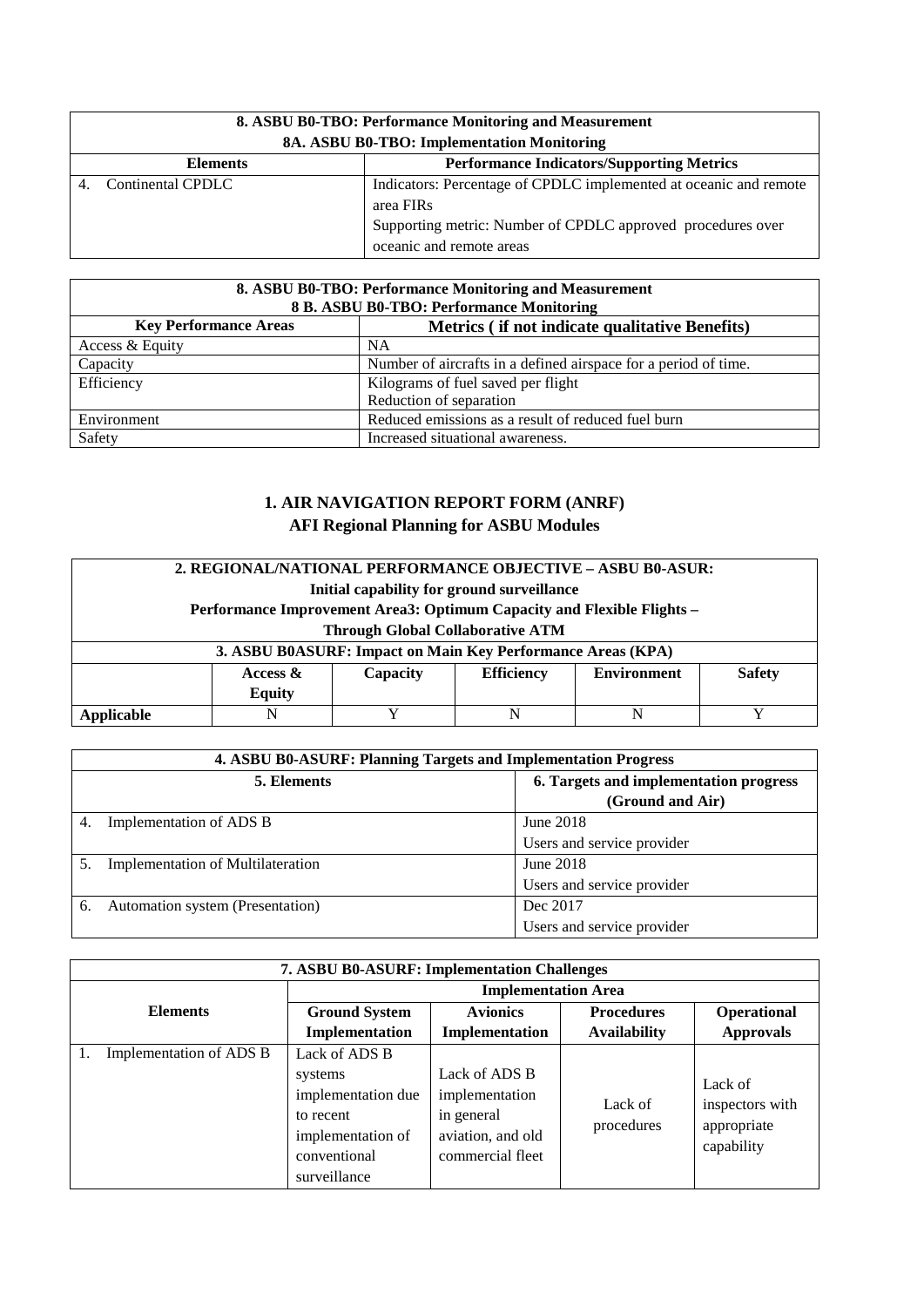| 8. ASBU B0-TBO: Performance Monitoring and Measurement<br>8A. ASBU B0-TBO: Implementation Monitoring | |
|---|---|
| **Elements** | **Performance Indicators/Supporting Metrics** |
| 4. Continental CPDLC | Indicators: Percentage of CPDLC implemented at oceanic and remote area FIRs<br>Supporting metric: Number of CPDLC approved procedures over oceanic and remote areas |

| 8. ASBU B0-TBO: Performance Monitoring and Measurement<br>8 B. ASBU B0-TBO: Performance Monitoring | |
|---|---|
| **Key Performance Areas** | **Metrics ( if not indicate qualitative Benefits)** |
| Access & Equity | NA |
| Capacity | Number of aircrafts in a defined airspace for a period of time. |
| Efficiency | Kilograms of fuel saved per flight<br>Reduction of separation |
| Environment | Reduced emissions as a result of reduced fuel burn |
| Safety | Increased situational awareness. |

## 1. AIR NAVIGATION REPORT FORM (ANRF)
## AFI Regional Planning for ASBU Modules

| 2. REGIONAL/NATIONAL PERFORMANCE OBJECTIVE – ASBU B0-ASUR:<br>Initial capability for ground surveillance<br>Performance Improvement Area3: Optimum Capacity and Flexible Flights –<br>Through Global Collaborative ATM | | | | | |
|---|---|---|---|---|---|
| **3. ASBU B0ASURF: Impact on Main Key Performance Areas (KPA)** | | | | | |
| | **Access & Equity** | **Capacity** | **Efficiency** | **Environment** | **Safety** |
| **Applicable** | N | Y | N | N | Y |

| 4. ASBU B0-ASURF: Planning Targets and Implementation Progress | |
|---|---|
| **5. Elements** | **6. Targets and implementation progress (Ground and Air)** |
| 4. Implementation of ADS B | June 2018<br>Users and service provider |
| 5. Implementation of Multilateration | June 2018<br>Users and service provider |
| 6. Automation system (Presentation) | Dec 2017<br>Users and service provider |

| 7. ASBU B0-ASURF: Implementation Challenges | | | | |
|---|---|---|---|---|
| **Elements** | **Implementation Area** | | | |
| | **Ground System Implementation** | **Avionics Implementation** | **Procedures Availability** | **Operational Approvals** |
| 1. Implementation of ADS B | Lack of ADS B systems implementation due to recent implementation of conventional surveillance | Lack of ADS B implementation in general aviation, and old commercial fleet | Lack of procedures | Lack of inspectors with appropriate capability |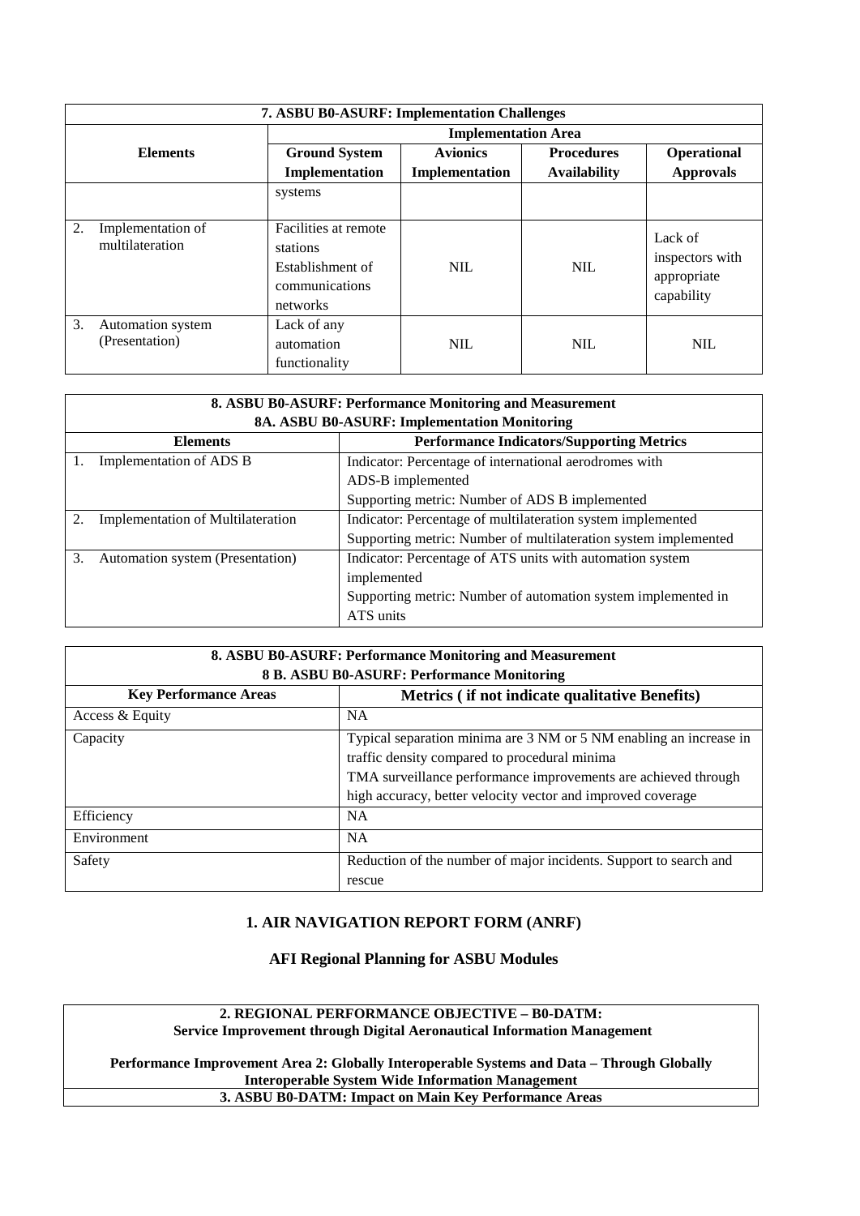| 7. ASBU B0-ASURF: Implementation Challenges | | | | |
|---|---|---|---|---|
| **Elements** | **Implementation Area** | | | |
| | **Ground System Implementation** | **Avionics Implementation** | **Procedures Availability** | **Operational Approvals** |
| | systems | | | |
| 2. Implementation of multilateration | Facilities at remote stations<br>Establishment of communications networks | NIL | NIL | Lack of inspectors with appropriate capability |
| 3. Automation system (Presentation) | Lack of any automation functionality | NIL | NIL | NIL |

| 8. ASBU B0-ASURF: Performance Monitoring and Measurement<br>8A. ASBU B0-ASURF: Implementation Monitoring | |
|---|---|
| **Elements** | **Performance Indicators/Supporting Metrics** |
| 1. Implementation of ADS B | Indicator: Percentage of international aerodromes with ADS-B implemented<br>Supporting metric: Number of ADS B implemented |
| 2. Implementation of Multilateration | Indicator: Percentage of multilateration system implemented<br>Supporting metric: Number of multilateration system implemented |
| 3. Automation system (Presentation) | Indicator: Percentage of ATS units with automation system implemented<br>Supporting metric: Number of automation system implemented in ATS units |

| 8. ASBU B0-ASURF: Performance Monitoring and Measurement<br>8 B. ASBU B0-ASURF: Performance Monitoring | |
|---|---|
| **Key Performance Areas** | **Metrics ( if not indicate qualitative Benefits)** |
| Access & Equity | NA |
| Capacity | Typical separation minima are 3 NM or 5 NM enabling an increase in traffic density compared to procedural minima<br>TMA surveillance performance improvements are achieved through high accuracy, better velocity vector and improved coverage |
| Efficiency | NA |
| Environment | NA |
| Safety | Reduction of the number of major incidents. Support to search and rescue |

## 1. AIR NAVIGATION REPORT FORM (ANRF)

### AFI Regional Planning for ASBU Modules

| 2. REGIONAL PERFORMANCE OBJECTIVE – B0-DATM:<br>Service Improvement through Digital Aeronautical Information Management<br><br>Performance Improvement Area 2: Globally Interoperable Systems and Data – Through Globally Interoperable System Wide Information Management |
|---|
| **3. ASBU B0-DATM: Impact on Main Key Performance Areas** |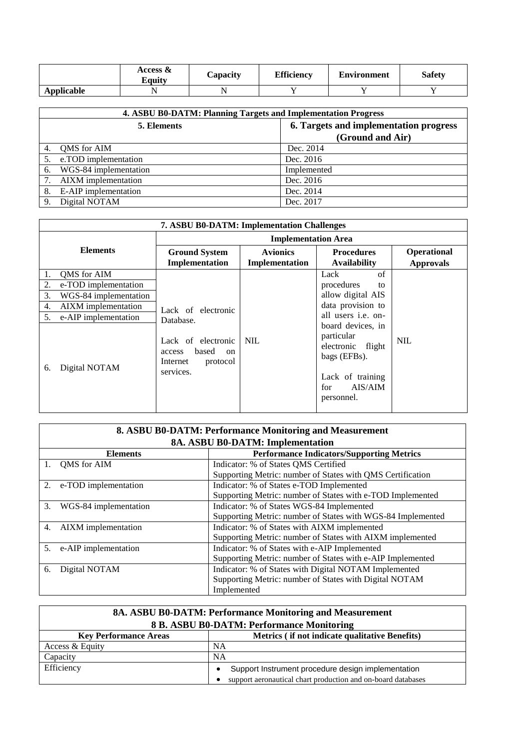| | Access & Equity | Capacity | Efficiency | Environment | Safety |
|---|---|---|---|---|---|
| **Applicable** | N | N | Y | Y | Y |

| **4. ASBU B0-DATM: Planning Targets and Implementation Progress** | |
|---|---|
| **5. Elements** | **6. Targets and implementation progress (Ground and Air)** |
| 4. QMS for AIM | Dec. 2014 |
| 5. e.TOD implementation | Dec. 2016 |
| 6. WGS-84 implementation | Implemented |
| 7. AIXM implementation | Dec. 2016 |
| 8. E-AIP implementation | Dec. 2014 |
| 9. Digital NOTAM | Dec. 2017 |

| **7. ASBU B0-DATM: Implementation Challenges** | | | | |
|---|---|---|---|---|
| **Elements** | **Implementation Area** | | | |
| | **Ground System Implementation** | **Avionics Implementation** | **Procedures Availability** | **Operational Approvals** |
| 1. QMS for AIM<br>2. e-TOD implementation<br>3. WGS-84 implementation<br>4. AIXM implementation<br>5. e-AIP implementation<br>6. Digital NOTAM | Lack of electronic Database.<br><br>Lack of electronic access based on Internet protocol services. | NIL | Lack of procedures to allow digital AIS data provision to all users i.e. on-board devices, in particular electronic flight bags (EFBs).<br><br>Lack of training for AIS/AIM personnel. | NIL |

| **8. ASBU B0-DATM: Performance Monitoring and Measurement<br>8A. ASBU B0-DATM: Implementation** | |
|---|---|
| **Elements** | **Performance Indicators/Supporting Metrics** |
| 1. QMS for AIM | Indicator: % of States QMS Certified<br>Supporting Metric: number of States with QMS Certification |
| 2. e-TOD implementation | Indicator: % of States e-TOD Implemented<br>Supporting Metric: number of States with e-TOD Implemented |
| 3. WGS-84 implementation | Indicator: % of States WGS-84 Implemented<br>Supporting Metric: number of States with WGS-84 Implemented |
| 4. AIXM implementation | Indicator: % of States with AIXM implemented<br>Supporting Metric: number of States with AIXM implemented |
| 5. e-AIP implementation | Indicator: % of States with e-AIP Implemented<br>Supporting Metric: number of States with e-AIP Implemented |
| 6. Digital NOTAM | Indicator: % of States with Digital NOTAM Implemented<br>Supporting Metric: number of States with Digital NOTAM Implemented |

| **8A. ASBU B0-DATM: Performance Monitoring and Measurement<br>8 B. ASBU B0-DATM: Performance Monitoring** | |
|---|---|
| **Key Performance Areas** | **Metrics ( if not indicate qualitative Benefits)** |
| Access & Equity | NA |
| Capacity | NA |
| Efficiency | • Support Instrument procedure design implementation<br>• support aeronautical chart production and on-board databases |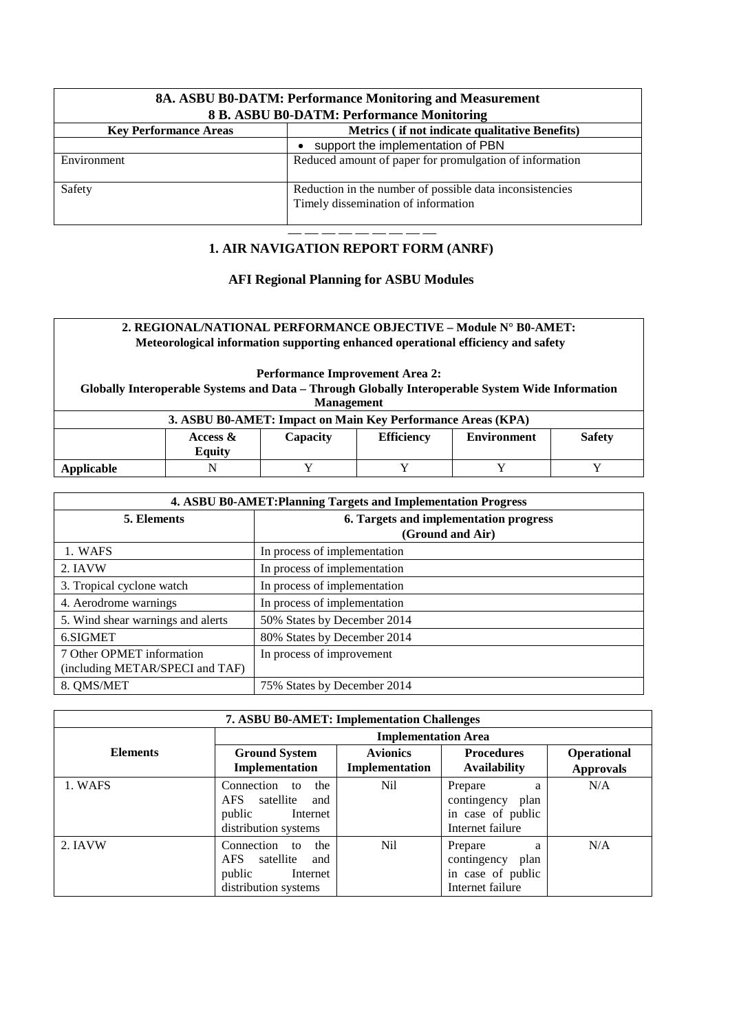| 8A. ASBU B0-DATM: Performance Monitoring and Measurement<br>8 B. ASBU B0-DATM: Performance Monitoring | |
|---|---|
| **Key Performance Areas** | **Metrics ( if not indicate qualitative Benefits)** |
| | • support the implementation of PBN |
| Environment | Reduced amount of paper for promulgation of information |
| Safety | Reduction in the number of possible data inconsistencies<br>Timely dissemination of information |

— — — — — — — — — —

## 1. AIR NAVIGATION REPORT FORM (ANRF)

### AFI Regional Planning for ASBU Modules

| 2. REGIONAL/NATIONAL PERFORMANCE OBJECTIVE – Module N° B0-AMET: Meteorological information supporting enhanced operational efficiency and safety<br><br>Performance Improvement Area 2:<br>Globally Interoperable Systems and Data – Through Globally Interoperable System Wide Information Management | | | | | |
|---|---|---|---|---|---|
| **3. ASBU B0-AMET: Impact on Main Key Performance Areas (KPA)** | | | | | |
| | **Access & Equity** | **Capacity** | **Efficiency** | **Environment** | **Safety** |
| **Applicable** | N | Y | Y | Y | Y |

| 4. ASBU B0-AMET:Planning Targets and Implementation Progress | |
|---|---|
| **5. Elements** | **6. Targets and implementation progress (Ground and Air)** |
| 1. WAFS | In process of implementation |
| 2. IAVW | In process of implementation |
| 3. Tropical cyclone watch | In process of implementation |
| 4. Aerodrome warnings | In process of implementation |
| 5. Wind shear warnings and alerts | 50% States by December 2014 |
| 6.SIGMET | 80% States by December 2014 |
| 7 Other OPMET information (including METAR/SPECI and TAF) | In process of improvement |
| 8. QMS/MET | 75% States by December 2014 |

| 7. ASBU B0-AMET: Implementation Challenges | | | | |
|---|---|---|---|---|
| **Elements** | **Implementation Area** | | | |
| | **Ground System Implementation** | **Avionics Implementation** | **Procedures Availability** | **Operational Approvals** |
| 1. WAFS | Connection to the AFS satellite and public Internet distribution systems | Nil | Prepare a contingency plan in case of public Internet failure | N/A |
| 2. IAVW | Connection to the AFS satellite and public Internet distribution systems | Nil | Prepare a contingency plan in case of public Internet failure | N/A |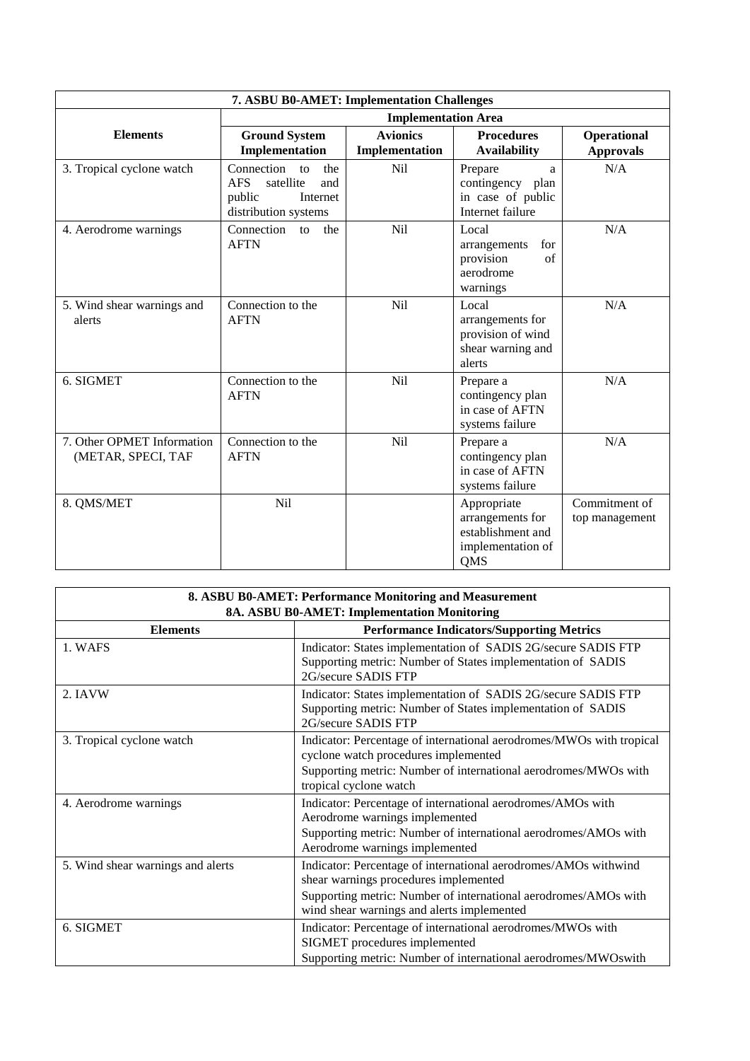| 7. ASBU B0-AMET: Implementation Challenges | | | | |
|---|---|---|---|---|
| | Implementation Area | | | |
| **Elements** | **Ground System Implementation** | **Avionics Implementation** | **Procedures Availability** | **Operational Approvals** |
| 3. Tropical cyclone watch | Connection to the AFS satellite and public Internet distribution systems | Nil | Prepare a contingency plan in case of public Internet failure | N/A |
| 4. Aerodrome warnings | Connection to the AFTN | Nil | Local arrangements for provision of aerodrome warnings | N/A |
| 5. Wind shear warnings and alerts | Connection to the AFTN | Nil | Local arrangements for provision of wind shear warning and alerts | N/A |
| 6. SIGMET | Connection to the AFTN | Nil | Prepare a contingency plan in case of AFTN systems failure | N/A |
| 7. Other OPMET Information (METAR, SPECI, TAF | Connection to the AFTN | Nil | Prepare a contingency plan in case of AFTN systems failure | N/A |
| 8. QMS/MET | Nil | | Appropriate arrangements for establishment and implementation of QMS | Commitment of top management |

| 8. ASBU B0-AMET: Performance Monitoring and Measurement<br>8A. ASBU B0-AMET: Implementation Monitoring | |
|---|---|
| **Elements** | **Performance Indicators/Supporting Metrics** |
| 1. WAFS | Indicator: States implementation of SADIS 2G/secure SADIS FTP<br>Supporting metric: Number of States implementation of SADIS 2G/secure SADIS FTP |
| 2. IAVW | Indicator: States implementation of SADIS 2G/secure SADIS FTP<br>Supporting metric: Number of States implementation of SADIS 2G/secure SADIS FTP |
| 3. Tropical cyclone watch | Indicator: Percentage of international aerodromes/MWOs with tropical cyclone watch procedures implemented<br>Supporting metric: Number of international aerodromes/MWOs with tropical cyclone watch |
| 4. Aerodrome warnings | Indicator: Percentage of international aerodromes/AMOs with Aerodrome warnings implemented<br>Supporting metric: Number of international aerodromes/AMOs with Aerodrome warnings implemented |
| 5. Wind shear warnings and alerts | Indicator: Percentage of international aerodromes/AMOs withwind shear warnings procedures implemented<br>Supporting metric: Number of international aerodromes/AMOs with wind shear warnings and alerts implemented |
| 6. SIGMET | Indicator: Percentage of international aerodromes/MWOs with SIGMET procedures implemented<br>Supporting metric: Number of international aerodromes/MWOswith |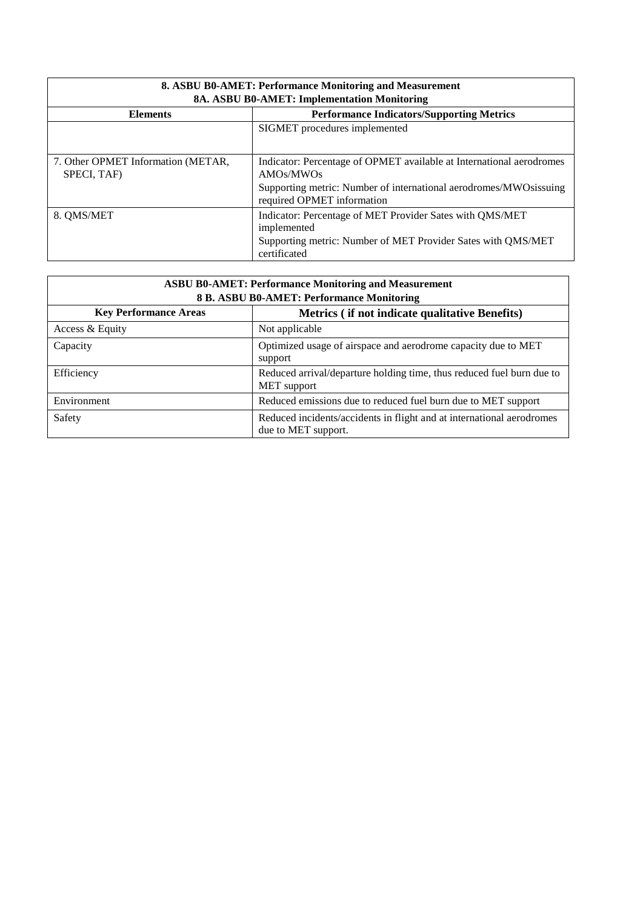| 8. ASBU B0-AMET: Performance Monitoring and Measurement<br>8A. ASBU B0-AMET: Implementation Monitoring | |
|---|---|
| **Elements** | **Performance Indicators/Supporting Metrics** |
| | SIGMET procedures implemented |
| 7. Other OPMET Information (METAR, SPECI, TAF) | Indicator: Percentage of OPMET available at International aerodromes AMOs/MWOs<br>Supporting metric: Number of international aerodromes/MWOsissuing required OPMET information |
| 8. QMS/MET | Indicator: Percentage of MET Provider Sates with QMS/MET implemented<br>Supporting metric: Number of MET Provider Sates with QMS/MET certificated |

| ASBU B0-AMET: Performance Monitoring and Measurement<br>8 B. ASBU B0-AMET: Performance Monitoring | |
|---|---|
| **Key Performance Areas** | **Metrics ( if not indicate qualitative Benefits)** |
| Access & Equity | Not applicable |
| Capacity | Optimized usage of airspace and aerodrome capacity due to MET support |
| Efficiency | Reduced arrival/departure holding time, thus reduced fuel burn due to MET support |
| Environment | Reduced emissions due to reduced fuel burn due to MET support |
| Safety | Reduced incidents/accidents in flight and at international aerodromes due to MET support. |